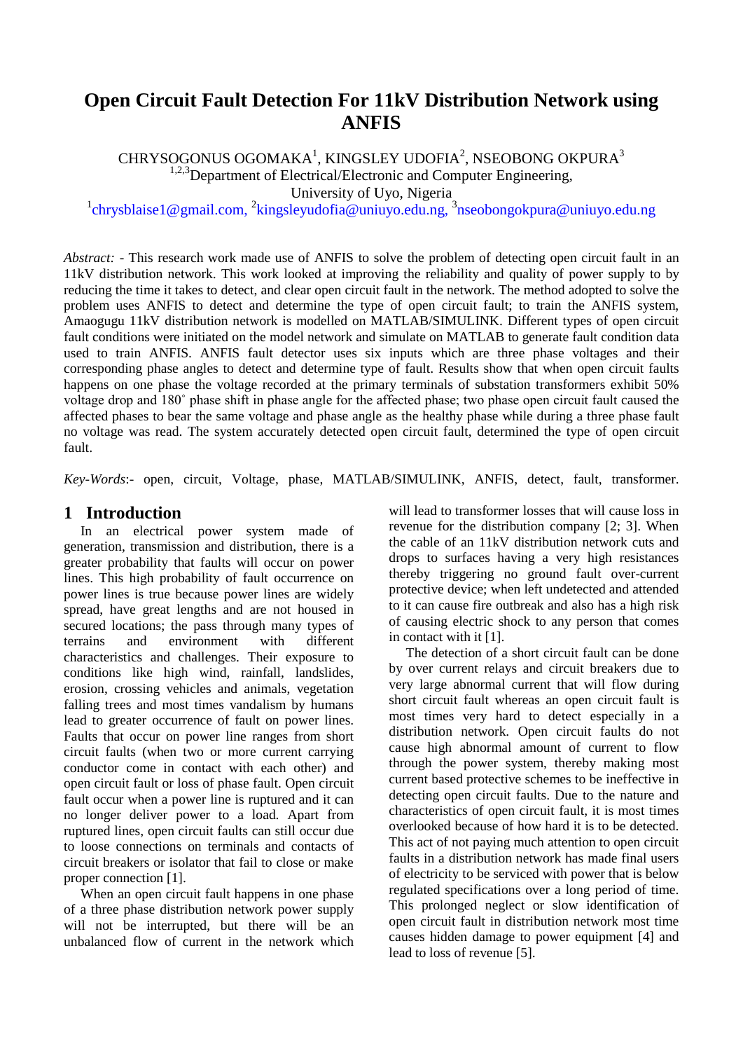# Open Circuit Fault Detection For 11kV Distribution Network using ANFIS

CHRYSOGONUS OGOMAKA[1], KINGSLEY UDOFIA[2], NSEOBONG OKPURA[3]
[1,2,3]Department of Electrical/Electronic and Computer Engineering,
University of Uyo, Nigeria
[1]chrysblaise1@gmail.com, [2]kingsleyudofia@uniuyo.edu.ng, [3]nseobongokpura@uniuyo.edu.ng

*Abstract:* - This research work made use of ANFIS to solve the problem of detecting open circuit fault in an 11kV distribution network. This work looked at improving the reliability and quality of power supply to by reducing the time it takes to detect, and clear open circuit fault in the network. The method adopted to solve the problem uses ANFIS to detect and determine the type of open circuit fault; to train the ANFIS system, Amaogugu 11kV distribution network is modelled on MATLAB/SIMULINK. Different types of open circuit fault conditions were initiated on the model network and simulate on MATLAB to generate fault condition data used to train ANFIS. ANFIS fault detector uses six inputs which are three phase voltages and their corresponding phase angles to detect and determine type of fault. Results show that when open circuit faults happens on one phase the voltage recorded at the primary terminals of substation transformers exhibit 50% voltage drop and 180˚ phase shift in phase angle for the affected phase; two phase open circuit fault caused the affected phases to bear the same voltage and phase angle as the healthy phase while during a three phase fault no voltage was read. The system accurately detected open circuit fault, determined the type of open circuit fault.

*Key-Words*:- open, circuit, Voltage, phase, MATLAB/SIMULINK, ANFIS, detect, fault, transformer.

## 1 Introduction

In an electrical power system made of generation, transmission and distribution, there is a greater probability that faults will occur on power lines. This high probability of fault occurrence on power lines is true because power lines are widely spread, have great lengths and are not housed in secured locations; the pass through many types of terrains and environment with different characteristics and challenges. Their exposure to conditions like high wind, rainfall, landslides, erosion, crossing vehicles and animals, vegetation falling trees and most times vandalism by humans lead to greater occurrence of fault on power lines. Faults that occur on power line ranges from short circuit faults (when two or more current carrying conductor come in contact with each other) and open circuit fault or loss of phase fault. Open circuit fault occur when a power line is ruptured and it can no longer deliver power to a load. Apart from ruptured lines, open circuit faults can still occur due to loose connections on terminals and contacts of circuit breakers or isolator that fail to close or make proper connection [1].

When an open circuit fault happens in one phase of a three phase distribution network power supply will not be interrupted, but there will be an unbalanced flow of current in the network which will lead to transformer losses that will cause loss in revenue for the distribution company [2; 3]. When the cable of an 11kV distribution network cuts and drops to surfaces having a very high resistances thereby triggering no ground fault over-current protective device; when left undetected and attended to it can cause fire outbreak and also has a high risk of causing electric shock to any person that comes in contact with it [1].

The detection of a short circuit fault can be done by over current relays and circuit breakers due to very large abnormal current that will flow during short circuit fault whereas an open circuit fault is most times very hard to detect especially in a distribution network. Open circuit faults do not cause high abnormal amount of current to flow through the power system, thereby making most current based protective schemes to be ineffective in detecting open circuit faults. Due to the nature and characteristics of open circuit fault, it is most times overlooked because of how hard it is to be detected. This act of not paying much attention to open circuit faults in a distribution network has made final users of electricity to be serviced with power that is below regulated specifications over a long period of time. This prolonged neglect or slow identification of open circuit fault in distribution network most time causes hidden damage to power equipment [4] and lead to loss of revenue [5].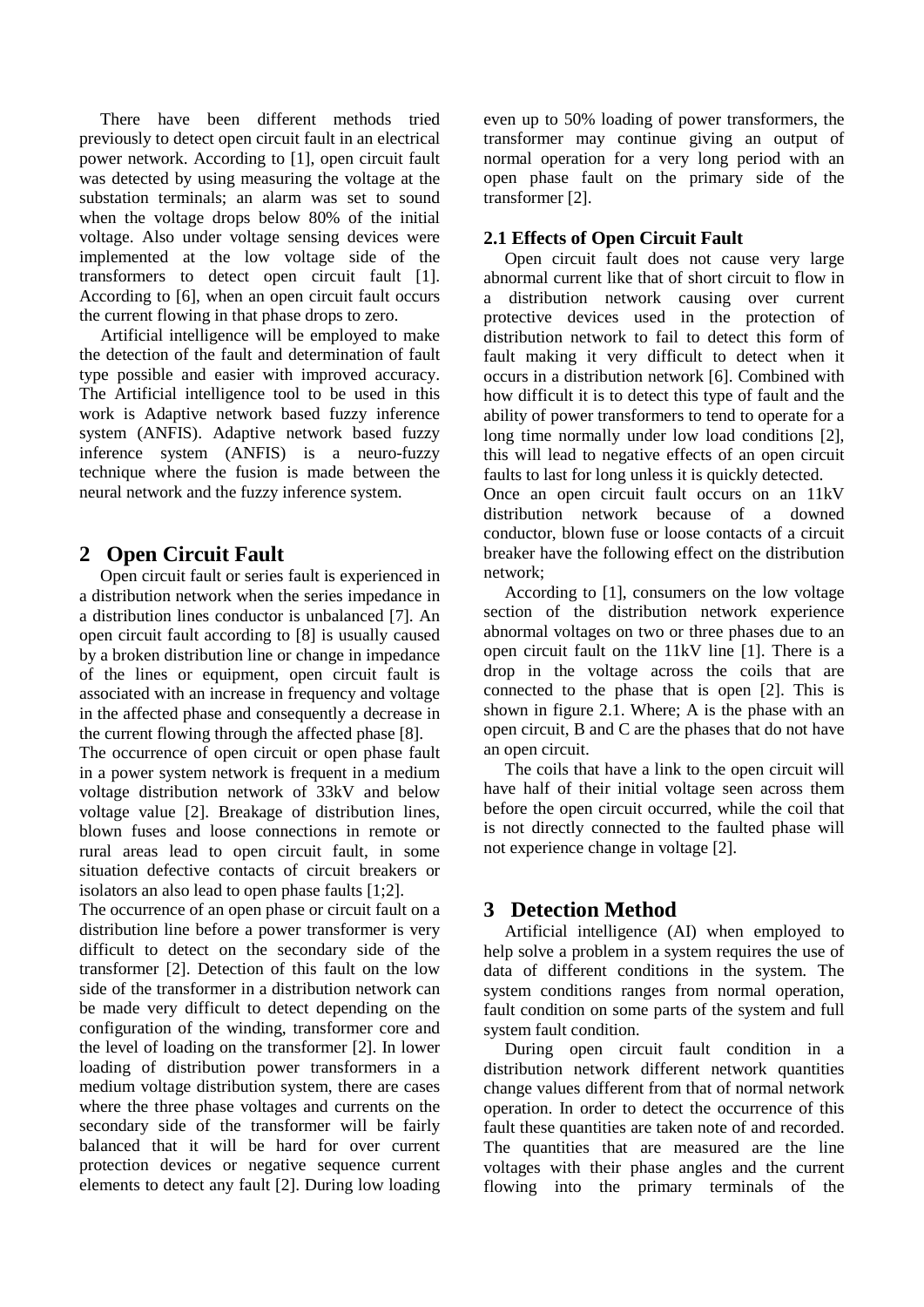There have been different methods tried previously to detect open circuit fault in an electrical power network. According to [1], open circuit fault was detected by using measuring the voltage at the substation terminals; an alarm was set to sound when the voltage drops below 80% of the initial voltage. Also under voltage sensing devices were implemented at the low voltage side of the transformers to detect open circuit fault [1]. According to [6], when an open circuit fault occurs the current flowing in that phase drops to zero.

Artificial intelligence will be employed to make the detection of the fault and determination of fault type possible and easier with improved accuracy. The Artificial intelligence tool to be used in this work is Adaptive network based fuzzy inference system (ANFIS). Adaptive network based fuzzy inference system (ANFIS) is a neuro-fuzzy technique where the fusion is made between the neural network and the fuzzy inference system.

# 2 Open Circuit Fault

Open circuit fault or series fault is experienced in a distribution network when the series impedance in a distribution lines conductor is unbalanced [7]. An open circuit fault according to [8] is usually caused by a broken distribution line or change in impedance of the lines or equipment, open circuit fault is associated with an increase in frequency and voltage in the affected phase and consequently a decrease in the current flowing through the affected phase [8].

The occurrence of open circuit or open phase fault in a power system network is frequent in a medium voltage distribution network of 33kV and below voltage value [2]. Breakage of distribution lines, blown fuses and loose connections in remote or rural areas lead to open circuit fault, in some situation defective contacts of circuit breakers or isolators an also lead to open phase faults [1;2].

The occurrence of an open phase or circuit fault on a distribution line before a power transformer is very difficult to detect on the secondary side of the transformer [2]. Detection of this fault on the low side of the transformer in a distribution network can be made very difficult to detect depending on the configuration of the winding, transformer core and the level of loading on the transformer [2]. In lower loading of distribution power transformers in a medium voltage distribution system, there are cases where the three phase voltages and currents on the secondary side of the transformer will be fairly balanced that it will be hard for over current protection devices or negative sequence current elements to detect any fault [2]. During low loading even up to 50% loading of power transformers, the transformer may continue giving an output of normal operation for a very long period with an open phase fault on the primary side of the transformer [2].

## 2.1 Effects of Open Circuit Fault

Open circuit fault does not cause very large abnormal current like that of short circuit to flow in a distribution network causing over current protective devices used in the protection of distribution network to fail to detect this form of fault making it very difficult to detect when it occurs in a distribution network [6]. Combined with how difficult it is to detect this type of fault and the ability of power transformers to tend to operate for a long time normally under low load conditions [2], this will lead to negative effects of an open circuit faults to last for long unless it is quickly detected.

Once an open circuit fault occurs on an 11kV distribution network because of a downed conductor, blown fuse or loose contacts of a circuit breaker have the following effect on the distribution network;

According to [1], consumers on the low voltage section of the distribution network experience abnormal voltages on two or three phases due to an open circuit fault on the 11kV line [1]. There is a drop in the voltage across the coils that are connected to the phase that is open [2]. This is shown in figure 2.1. Where; A is the phase with an open circuit, B and C are the phases that do not have an open circuit.

The coils that have a link to the open circuit will have half of their initial voltage seen across them before the open circuit occurred, while the coil that is not directly connected to the faulted phase will not experience change in voltage [2].

# 3 Detection Method

Artificial intelligence (AI) when employed to help solve a problem in a system requires the use of data of different conditions in the system. The system conditions ranges from normal operation, fault condition on some parts of the system and full system fault condition.

During open circuit fault condition in a distribution network different network quantities change values different from that of normal network operation. In order to detect the occurrence of this fault these quantities are taken note of and recorded. The quantities that are measured are the line voltages with their phase angles and the current flowing into the primary terminals of the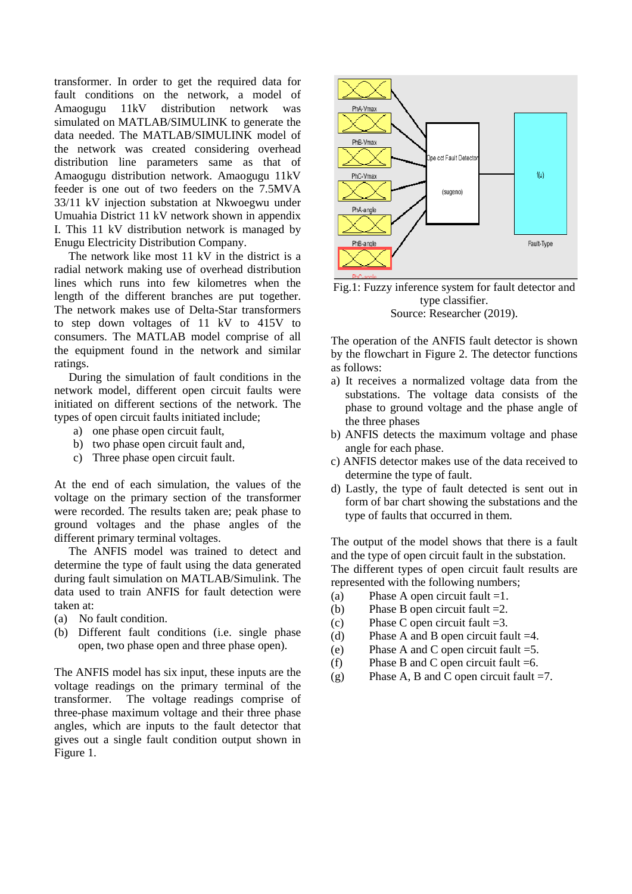transformer. In order to get the required data for fault conditions on the network, a model of Amaogugu 11kV distribution network was simulated on MATLAB/SIMULINK to generate the data needed. The MATLAB/SIMULINK model of the network was created considering overhead distribution line parameters same as that of Amaogugu distribution network. Amaogugu 11kV feeder is one out of two feeders on the 7.5MVA 33/11 kV injection substation at Nkwoegwu under Umuahia District 11 kV network shown in appendix I. This 11 kV distribution network is managed by Enugu Electricity Distribution Company.

The network like most 11 kV in the district is a radial network making use of overhead distribution lines which runs into few kilometres when the length of the different branches are put together. The network makes use of Delta-Star transformers to step down voltages of 11 kV to 415V to consumers. The MATLAB model comprise of all the equipment found in the network and similar ratings.

During the simulation of fault conditions in the network model, different open circuit faults were initiated on different sections of the network. The types of open circuit faults initiated include;

a) one phase open circuit fault,
b) two phase open circuit fault and,
c) Three phase open circuit fault.

At the end of each simulation, the values of the voltage on the primary section of the transformer were recorded. The results taken are; peak phase to ground voltages and the phase angles of the different primary terminal voltages.

The ANFIS model was trained to detect and determine the type of fault using the data generated during fault simulation on MATLAB/Simulink. The data used to train ANFIS for fault detection were taken at:

(a) No fault condition.
(b) Different fault conditions (i.e. single phase open, two phase open and three phase open).

The ANFIS model has six input, these inputs are the voltage readings on the primary terminal of the transformer. The voltage readings comprise of three-phase maximum voltage and their three phase angles, which are inputs to the fault detector that gives out a single fault condition output shown in Figure 1.

PhA-Vmax
PhB-Vmax
PhC-Vmax
PhA-angle
PhB-angle
PhC-angle
Ope cct Fault Detector
(sugeno)
f(u)
Fault-Type

Fig.1: Fuzzy inference system for fault detector and type classifier.
Source: Researcher (2019).

The operation of the ANFIS fault detector is shown by the flowchart in Figure 2. The detector functions as follows:

a) It receives a normalized voltage data from the substations. The voltage data consists of the phase to ground voltage and the phase angle of the three phases
b) ANFIS detects the maximum voltage and phase angle for each phase.
c) ANFIS detector makes use of the data received to determine the type of fault.
d) Lastly, the type of fault detected is sent out in form of bar chart showing the substations and the type of faults that occurred in them.

The output of the model shows that there is a fault and the type of open circuit fault in the substation. The different types of open circuit fault results are represented with the following numbers;

(a) Phase A open circuit fault =1.
(b) Phase B open circuit fault =2.
(c) Phase C open circuit fault =3.
(d) Phase A and B open circuit fault =4.
(e) Phase A and C open circuit fault =5.
(f) Phase B and C open circuit fault =6.
(g) Phase A, B and C open circuit fault =7.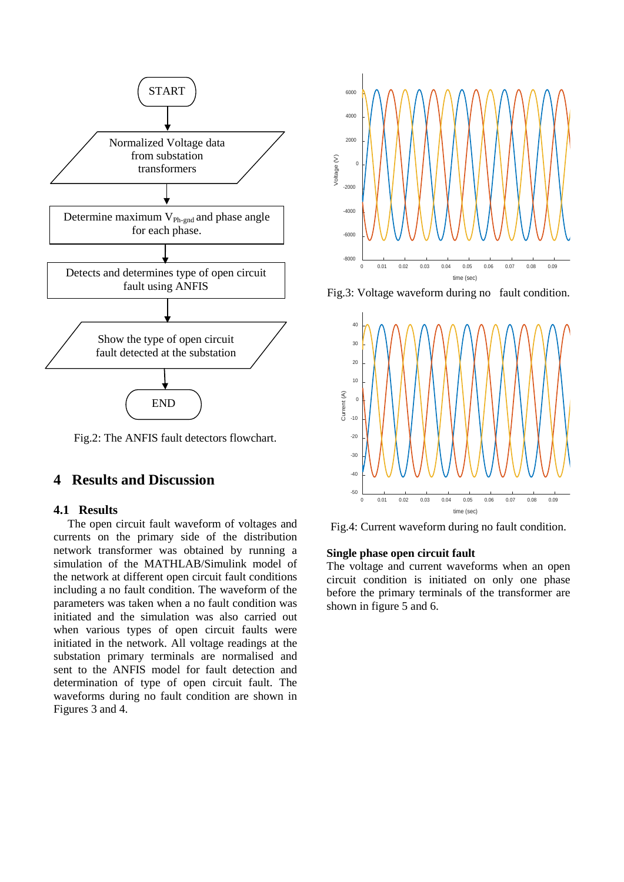START

Normalized Voltage data from substation transformers

Determine maximum $V_{Ph\text{-}gnd}$ and phase angle for each phase.

Detects and determines type of open circuit fault using ANFIS

Show the type of open circuit fault detected at the substation

END

Fig.2: The ANFIS fault detectors flowchart.

## 4 Results and Discussion

### 4.1 Results

The open circuit fault waveform of voltages and currents on the primary side of the distribution network transformer was obtained by running a simulation of the MATHLAB/Simulink model of the network at different open circuit fault conditions including a no fault condition. The waveform of the parameters was taken when a no fault condition was initiated and the simulation was also carried out when various types of open circuit faults were initiated in the network. All voltage readings at the substation primary terminals are normalised and sent to the ANFIS model for fault detection and determination of type of open circuit fault. The waveforms during no fault condition are shown in Figures 3 and 4.

6000
4000
2000
0
-2000
-4000
-6000
-8000
Voltage (V)
0 0.01 0.02 0.03 0.04 0.05 0.06 0.07 0.08 0.09
time (sec)

Fig.3: Voltage waveform during no fault condition.

40
30
20
10
0
-10
-20
-30
-40
-50
Current (A)
0 0.01 0.02 0.03 0.04 0.05 0.06 0.07 0.08 0.09
time (sec)

Fig.4: Current waveform during no fault condition.

**Single phase open circuit fault**

The voltage and current waveforms when an open circuit condition is initiated on only one phase before the primary terminals of the transformer are shown in figure 5 and 6.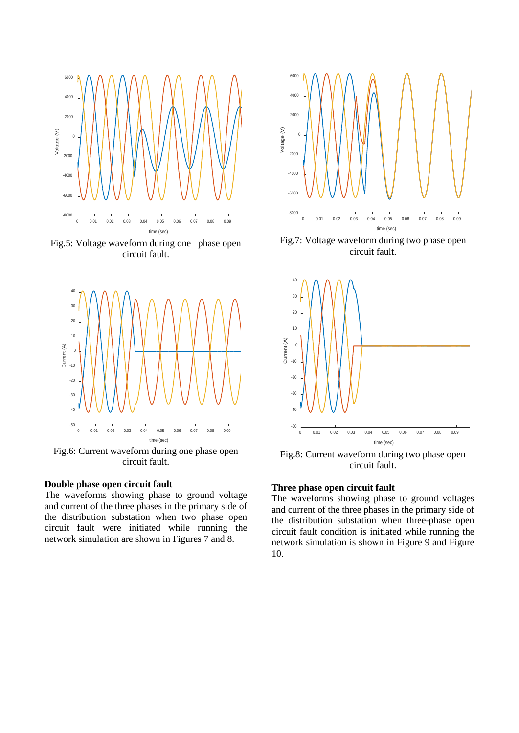Fig.5: Voltage waveform during one phase open circuit fault.

Fig.6: Current waveform during one phase open circuit fault.

**Double phase open circuit fault**

The waveforms showing phase to ground voltage and current of the three phases in the primary side of the distribution substation when two phase open circuit fault were initiated while running the network simulation are shown in Figures 7 and 8.

Fig.7: Voltage waveform during two phase open circuit fault.

Fig.8: Current waveform during two phase open circuit fault.

**Three phase open circuit fault**

The waveforms showing phase to ground voltages and current of the three phases in the primary side of the distribution substation when three-phase open circuit fault condition is initiated while running the network simulation is shown in Figure 9 and Figure 10.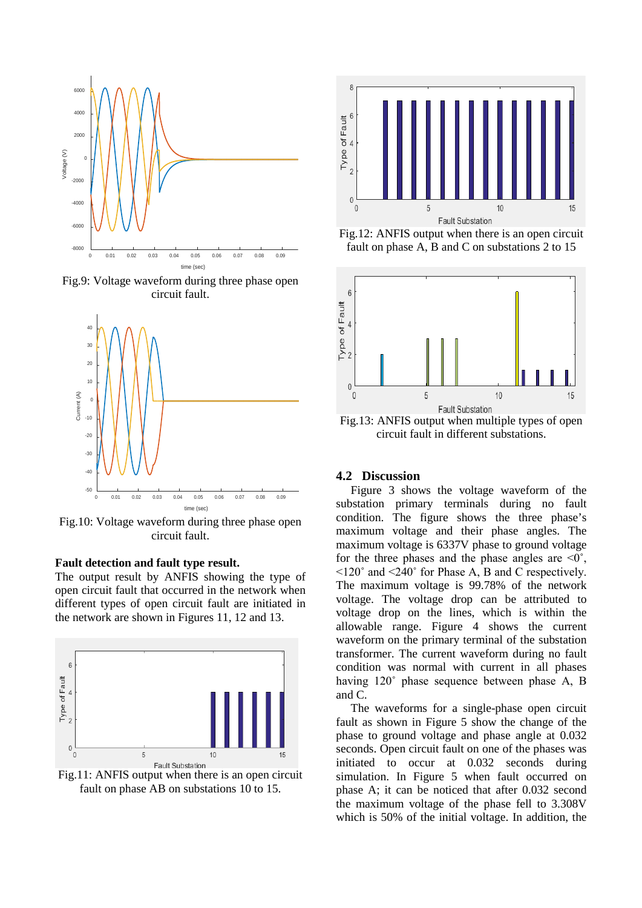Fig.9: Voltage waveform during three phase open circuit fault.

Fig.10: Voltage waveform during three phase open circuit fault.

**Fault detection and fault type result.**

The output result by ANFIS showing the type of open circuit fault that occurred in the network when different types of open circuit fault are initiated in the network are shown in Figures 11, 12 and 13.

Fig.11: ANFIS output when there is an open circuit fault on phase AB on substations 10 to 15.

Fig.12: ANFIS output when there is an open circuit fault on phase A, B and C on substations 2 to 15

Fig.13: ANFIS output when multiple types of open circuit fault in different substations.

## 4.2 Discussion

Figure 3 shows the voltage waveform of the substation primary terminals during no fault condition. The figure shows the three phase's maximum voltage and their phase angles. The maximum voltage is 6337V phase to ground voltage for the three phases and the phase angles are <0˚, <120˚ and <240˚ for Phase A, B and C respectively. The maximum voltage is 99.78% of the network voltage. The voltage drop can be attributed to voltage drop on the lines, which is within the allowable range. Figure 4 shows the current waveform on the primary terminal of the substation transformer. The current waveform during no fault condition was normal with current in all phases having 120˚ phase sequence between phase A, B and C.

The waveforms for a single-phase open circuit fault as shown in Figure 5 show the change of the phase to ground voltage and phase angle at 0.032 seconds. Open circuit fault on one of the phases was initiated to occur at 0.032 seconds during simulation. In Figure 5 when fault occurred on phase A; it can be noticed that after 0.032 second the maximum voltage of the phase fell to 3.308V which is 50% of the initial voltage. In addition, the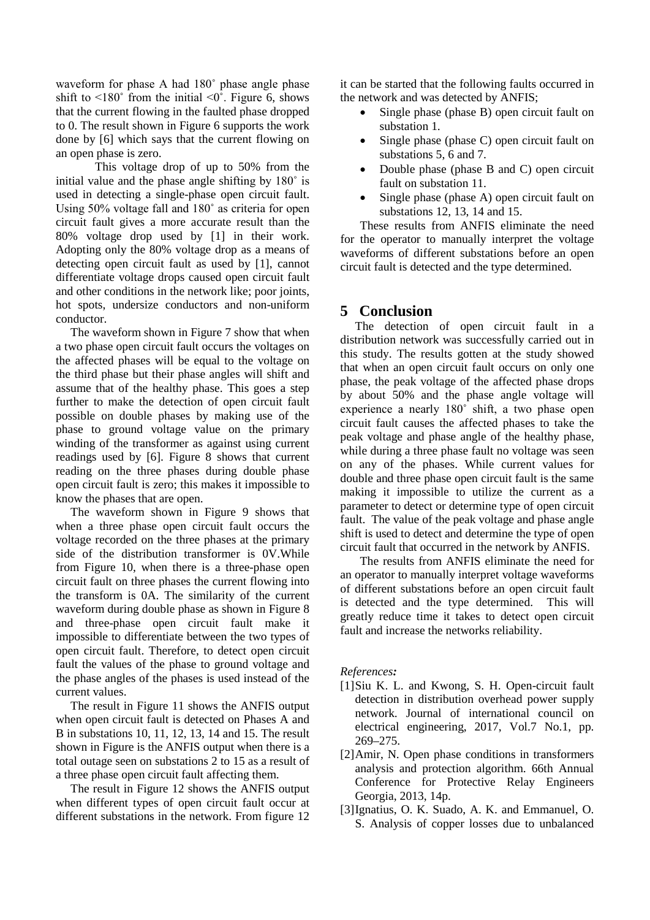waveform for phase A had 180˚ phase angle phase shift to <180˚ from the initial <0˚. Figure 6, shows that the current flowing in the faulted phase dropped to 0. The result shown in Figure 6 supports the work done by [6] which says that the current flowing on an open phase is zero.

This voltage drop of up to 50% from the initial value and the phase angle shifting by 180˚ is used in detecting a single-phase open circuit fault. Using 50% voltage fall and 180˚ as criteria for open circuit fault gives a more accurate result than the 80% voltage drop used by [1] in their work. Adopting only the 80% voltage drop as a means of detecting open circuit fault as used by [1], cannot differentiate voltage drops caused open circuit fault and other conditions in the network like; poor joints, hot spots, undersize conductors and non-uniform conductor.

The waveform shown in Figure 7 show that when a two phase open circuit fault occurs the voltages on the affected phases will be equal to the voltage on the third phase but their phase angles will shift and assume that of the healthy phase. This goes a step further to make the detection of open circuit fault possible on double phases by making use of the phase to ground voltage value on the primary winding of the transformer as against using current readings used by [6]. Figure 8 shows that current reading on the three phases during double phase open circuit fault is zero; this makes it impossible to know the phases that are open.

The waveform shown in Figure 9 shows that when a three phase open circuit fault occurs the voltage recorded on the three phases at the primary side of the distribution transformer is 0V.While from Figure 10, when there is a three-phase open circuit fault on three phases the current flowing into the transform is 0A. The similarity of the current waveform during double phase as shown in Figure 8 and three-phase open circuit fault make it impossible to differentiate between the two types of open circuit fault. Therefore, to detect open circuit fault the values of the phase to ground voltage and the phase angles of the phases is used instead of the current values.

The result in Figure 11 shows the ANFIS output when open circuit fault is detected on Phases A and B in substations 10, 11, 12, 13, 14 and 15. The result shown in Figure is the ANFIS output when there is a total outage seen on substations 2 to 15 as a result of a three phase open circuit fault affecting them.

The result in Figure 12 shows the ANFIS output when different types of open circuit fault occur at different substations in the network. From figure 12 it can be started that the following faults occurred in the network and was detected by ANFIS;

- Single phase (phase B) open circuit fault on substation 1.
- Single phase (phase C) open circuit fault on substations 5, 6 and 7.
- Double phase (phase B and C) open circuit fault on substation 11.
- Single phase (phase A) open circuit fault on substations 12, 13, 14 and 15.

These results from ANFIS eliminate the need for the operator to manually interpret the voltage waveforms of different substations before an open circuit fault is detected and the type determined.

# 5 Conclusion

The detection of open circuit fault in a distribution network was successfully carried out in this study. The results gotten at the study showed that when an open circuit fault occurs on only one phase, the peak voltage of the affected phase drops by about 50% and the phase angle voltage will experience a nearly 180˚ shift, a two phase open circuit fault causes the affected phases to take the peak voltage and phase angle of the healthy phase, while during a three phase fault no voltage was seen on any of the phases. While current values for double and three phase open circuit fault is the same making it impossible to utilize the current as a parameter to detect or determine type of open circuit fault. The value of the peak voltage and phase angle shift is used to detect and determine the type of open circuit fault that occurred in the network by ANFIS.

The results from ANFIS eliminate the need for an operator to manually interpret voltage waveforms of different substations before an open circuit fault is detected and the type determined. This will greatly reduce time it takes to detect open circuit fault and increase the networks reliability.

*References:*

[1] Siu K. L. and Kwong, S. H. Open-circuit fault detection in distribution overhead power supply network. Journal of international council on electrical engineering, 2017, Vol.7 No.1, pp. 269–275.

[2] Amir, N. Open phase conditions in transformers analysis and protection algorithm. 66th Annual Conference for Protective Relay Engineers Georgia, 2013, 14p.

[3] Ignatius, O. K. Suado, A. K. and Emmanuel, O. S. Analysis of copper losses due to unbalanced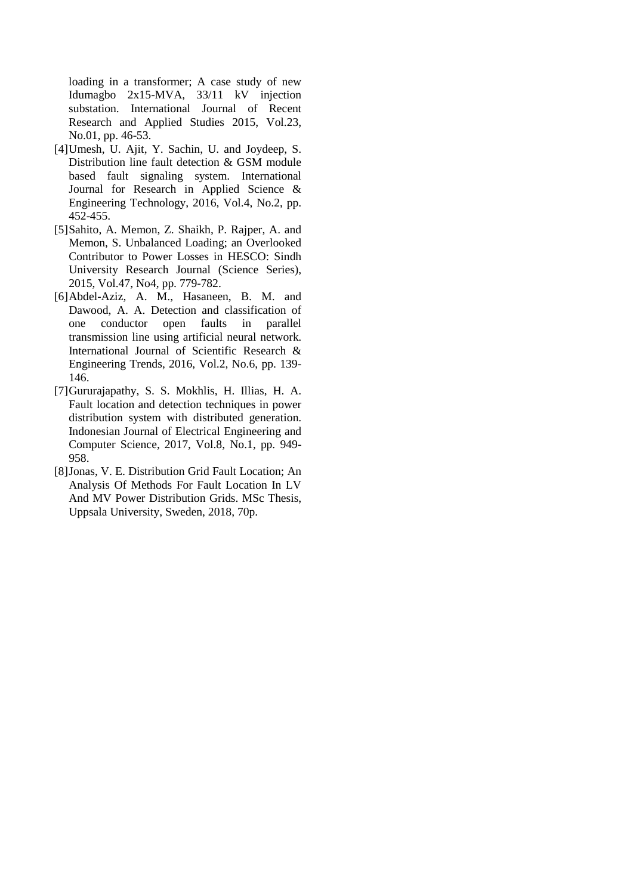loading in a transformer; A case study of new Idumagbo 2x15-MVA, 33/11 kV injection substation. International Journal of Recent Research and Applied Studies 2015, Vol.23, No.01, pp. 46-53.

[4] Umesh, U. Ajit, Y. Sachin, U. and Joydeep, S. Distribution line fault detection & GSM module based fault signaling system. International Journal for Research in Applied Science & Engineering Technology, 2016, Vol.4, No.2, pp. 452-455.

[5] Sahito, A. Memon, Z. Shaikh, P. Rajper, A. and Memon, S. Unbalanced Loading; an Overlooked Contributor to Power Losses in HESCO: Sindh University Research Journal (Science Series), 2015, Vol.47, No4, pp. 779-782.

[6] Abdel-Aziz, A. M., Hasaneen, B. M. and Dawood, A. A. Detection and classification of one conductor open faults in parallel transmission line using artificial neural network. International Journal of Scientific Research & Engineering Trends, 2016, Vol.2, No.6, pp. 139-146.

[7] Gururajapathy, S. S. Mokhlis, H. Illias, H. A. Fault location and detection techniques in power distribution system with distributed generation. Indonesian Journal of Electrical Engineering and Computer Science, 2017, Vol.8, No.1, pp. 949-958.

[8] Jonas, V. E. Distribution Grid Fault Location; An Analysis Of Methods For Fault Location In LV And MV Power Distribution Grids. MSc Thesis, Uppsala University, Sweden, 2018, 70p.